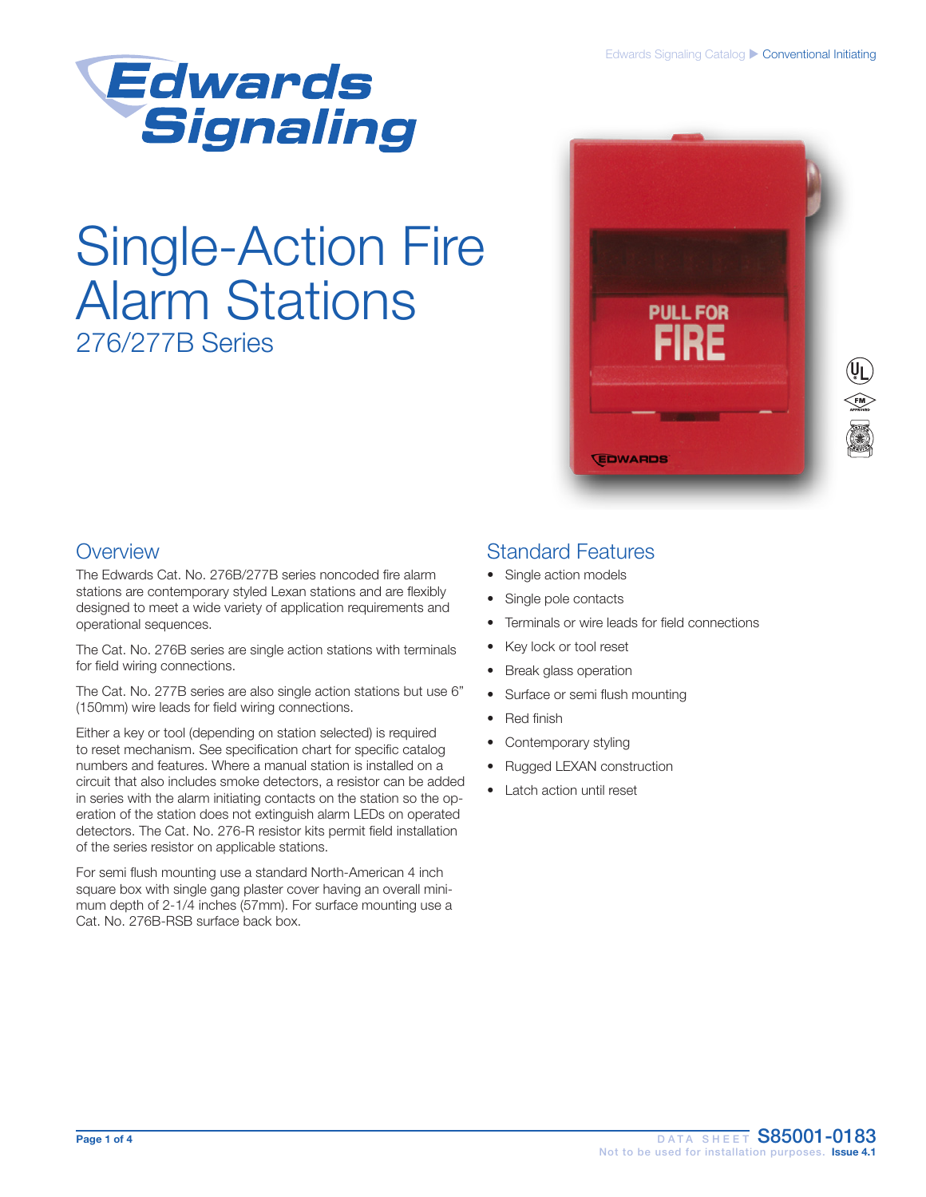Edwards Signaling Catalog ▶ Conventional Initiating

# Single-Action Fire Alarm Stations

## 276/277B Series

## Overview

The Edwards Cat. No. 276B/277B series noncoded fire alarm stations are contemporary styled Lexan stations and are flexibly designed to meet a wide variety of application requirements and operational sequences.

The Cat. No. 276B series are single action stations with terminals for field wiring connections.

The Cat. No. 277B series are also single action stations but use 6" (150mm) wire leads for field wiring connections.

Either a key or tool (depending on station selected) is required to reset mechanism. See specification chart for specific catalog numbers and features. Where a manual station is installed on a circuit that also includes smoke detectors, a resistor can be added in series with the alarm initiating contacts on the station so the operation of the station does not extinguish alarm LEDs on operated detectors. The Cat. No. 276-R resistor kits permit field installation of the series resistor on applicable stations.

For semi flush mounting use a standard North-American 4 inch square box with single gang plaster cover having an overall minimum depth of 2-1/4 inches (57mm). For surface mounting use a Cat. No. 276B-RSB surface back box.

## Standard Features

- Single action models
- Single pole contacts
- Terminals or wire leads for field connections
- Key lock or tool reset
- Break glass operation
- Surface or semi flush mounting
- Red finish
- Contemporary styling
- Rugged LEXAN construction
- Latch action until reset

DATA SHEET S85001-0183

Not to be used for installation purposes. Issue 4.1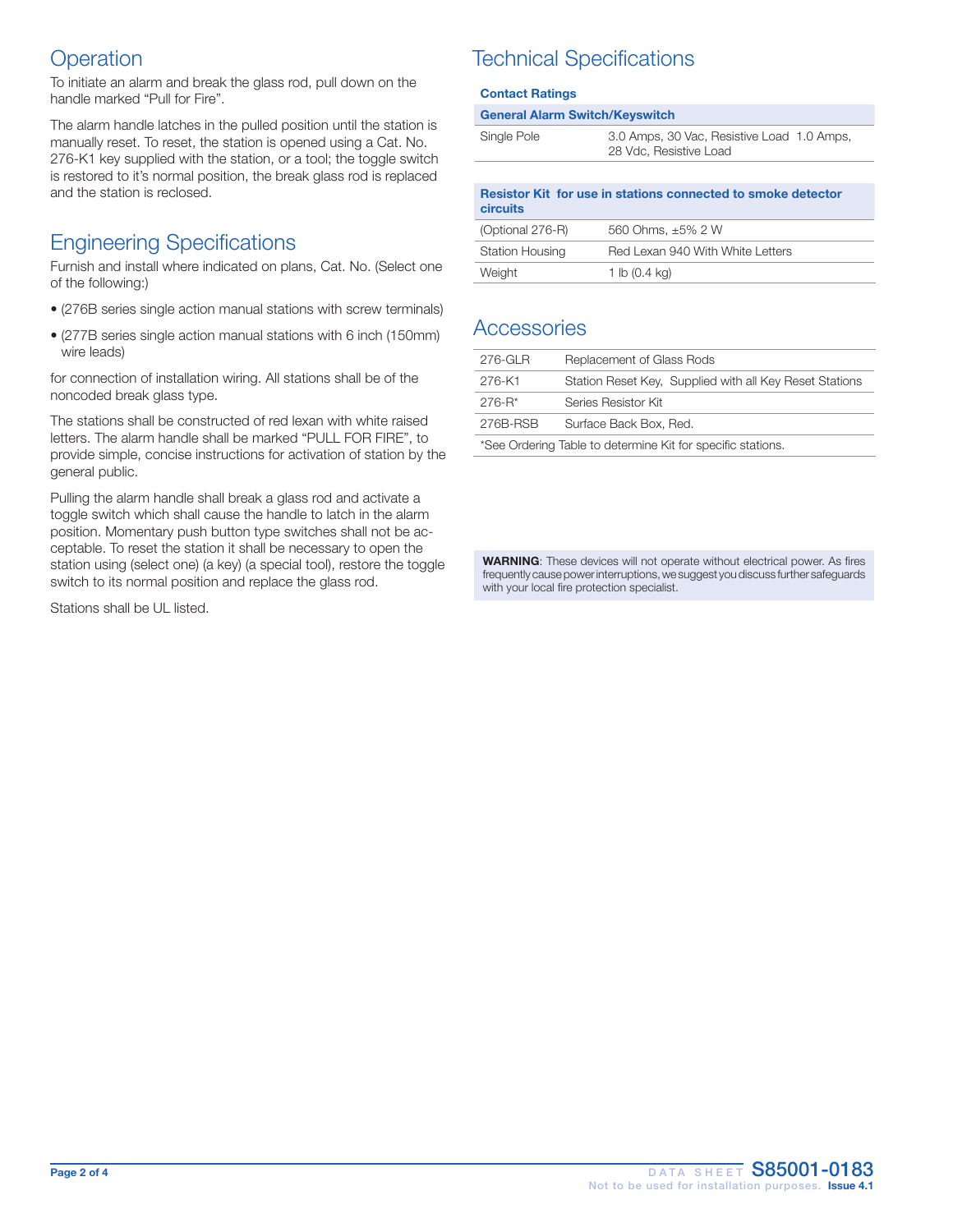## Operation

To initiate an alarm and break the glass rod, pull down on the handle marked "Pull for Fire".

The alarm handle latches in the pulled position until the station is manually reset. To reset, the station is opened using a Cat. No. 276-K1 key supplied with the station, or a tool; the toggle switch is restored to it's normal position, the break glass rod is replaced and the station is reclosed.

## Engineering Specifications

Furnish and install where indicated on plans, Cat. No. (Select one of the following:)

- (276B series single action manual stations with screw terminals)
- (277B series single action manual stations with 6 inch (150mm) wire leads)

for connection of installation wiring. All stations shall be of the noncoded break glass type.

The stations shall be constructed of red lexan with white raised letters. The alarm handle shall be marked "PULL FOR FIRE", to provide simple, concise instructions for activation of station by the general public.

Pulling the alarm handle shall break a glass rod and activate a toggle switch which shall cause the handle to latch in the alarm position. Momentary push button type switches shall not be acceptable. To reset the station it shall be necessary to open the station using (select one) (a key) (a special tool), restore the toggle switch to its normal position and replace the glass rod.

Stations shall be UL listed.

## Technical Specifications

**Contact Ratings**

| General Alarm Switch/Keyswitch | |
|---|---|
| Single Pole | 3.0 Amps, 30 Vac, Resistive Load 1.0 Amps, 28 Vdc, Resistive Load |

| Resistor Kit for use in stations connected to smoke detector circuits | |
|---|---|
| (Optional 276-R) | 560 Ohms, ±5% 2 W |
| Station Housing | Red Lexan 940 With White Letters |
| Weight | 1 lb (0.4 kg) |

## Accessories

| | |
|---|---|
| 276-GLR | Replacement of Glass Rods |
| 276-K1 | Station Reset Key, Supplied with all Key Reset Stations |
| 276-R* | Series Resistor Kit |
| 276B-RSB | Surface Back Box, Red. |

*See Ordering Table to determine Kit for specific stations.

**WARNING**: These devices will not operate without electrical power. As fires frequently cause power interruptions, we suggest you discuss further safeguards with your local fire protection specialist.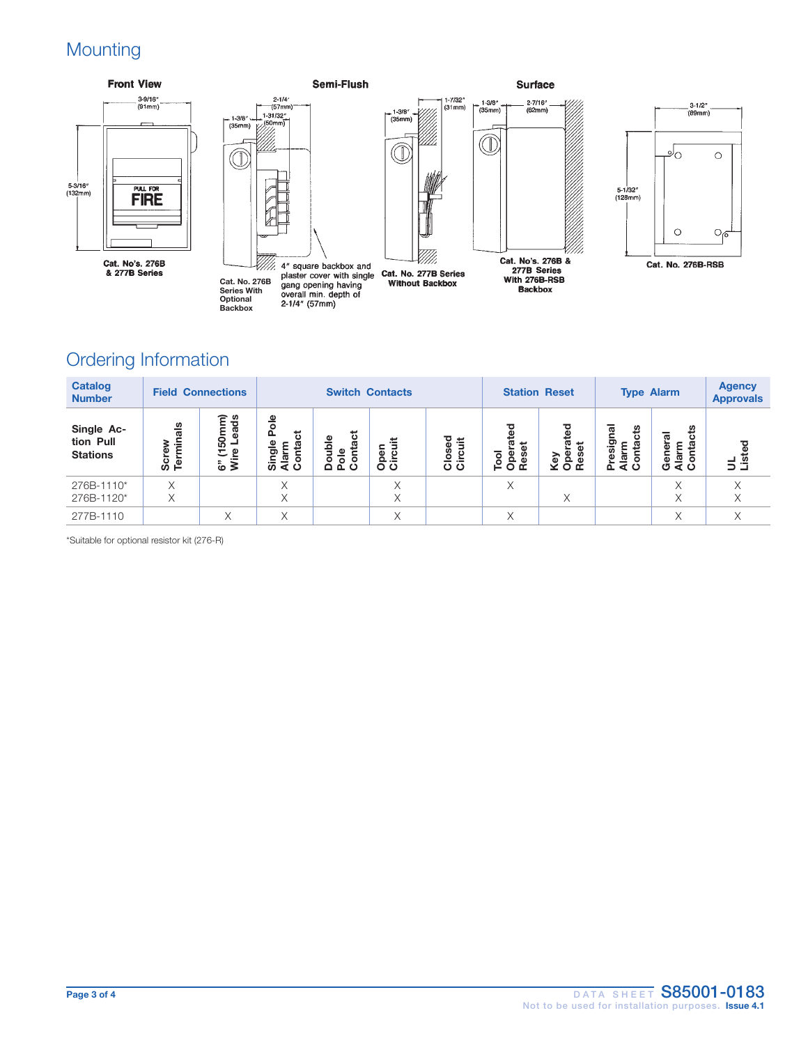## Mounting

**Front View**

3-9/16" (91mm)

5-3/16" (132mm)

PULL FOR FIRE

Cat. No's. 276B & 277B Series

**Semi-Flush**

2-1/4" (57mm)

1-3/8" (35mm)

1-31/32" (50mm)

Cat. No. 276B Series With Optional Backbox

4" square backbox and plaster cover with single gang opening having overall min. depth of 2-1/4" (57mm)

1-3/8" (35mm)

1-7/32" (31mm)

Cat. No. 277B Series Without Backbox

**Surface**

1-3/8" (35mm)

2-7/16" (62mm)

Cat. No's. 276B & 277B Series With 276B-RSB Backbox

3-1/2" (89mm)

5-1/32" (128mm)

Cat. No. 276B-RSB

## Ordering Information

| Catalog Number | Field Connections | | Switch Contacts | | | | Station Reset | | Type Alarm | | Agency Approvals |
|---|---|---|---|---|---|---|---|---|---|---|---|
| **Single Action Pull Stations** | **Screw Terminals** | **6" (150mm) Wire Leads** | **Single Pole Alarm Contact** | **Double Pole Contact** | **Open Circuit** | **Closed Circuit** | **Tool Operated Reset** | **Key Operated Reset** | **Presignal Alarm Contacts** | **General Alarm Contacts** | **UL Listed** |
| 276B-1110* | X | | X | | X | | X | | | X | X |
| 276B-1120* | X | | X | | X | | | X | | X | X |
| 277B-1110 | | X | X | | X | | X | | | X | X |

*Suitable for optional resistor kit (276-R)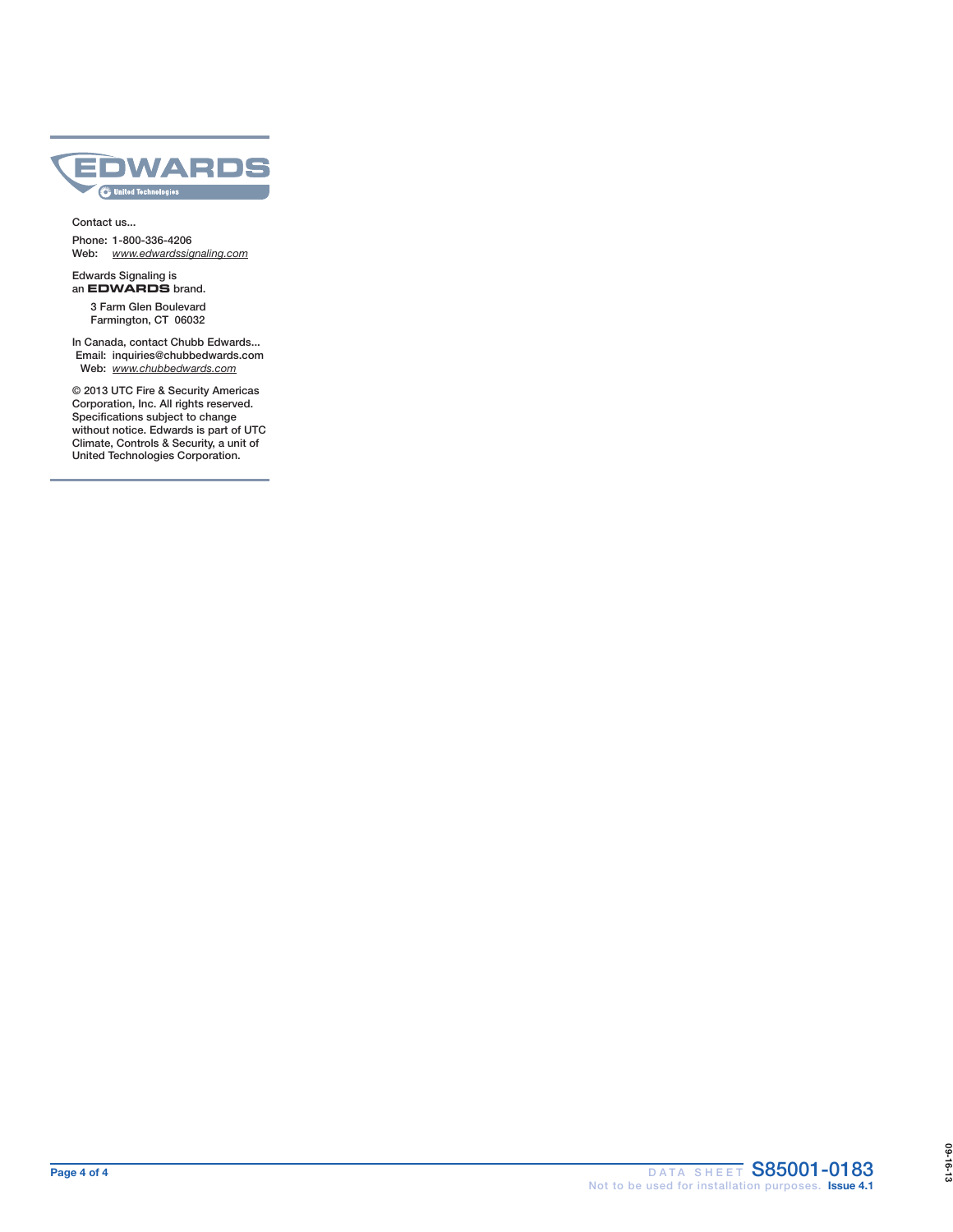EDWARDS

United Technologies

Contact us...

Phone: 1-800-336-4206
Web: www.edwardssignaling.com

Edwards Signaling is
an **EDWARDS** brand.

3 Farm Glen Boulevard
Farmington, CT 06032

In Canada, contact Chubb Edwards...
Email: inquiries@chubbedwards.com
Web: www.chubbedwards.com

© 2013 UTC Fire & Security Americas Corporation, Inc. All rights reserved. Specifications subject to change without notice. Edwards is part of UTC Climate, Controls & Security, a unit of United Technologies Corporation.